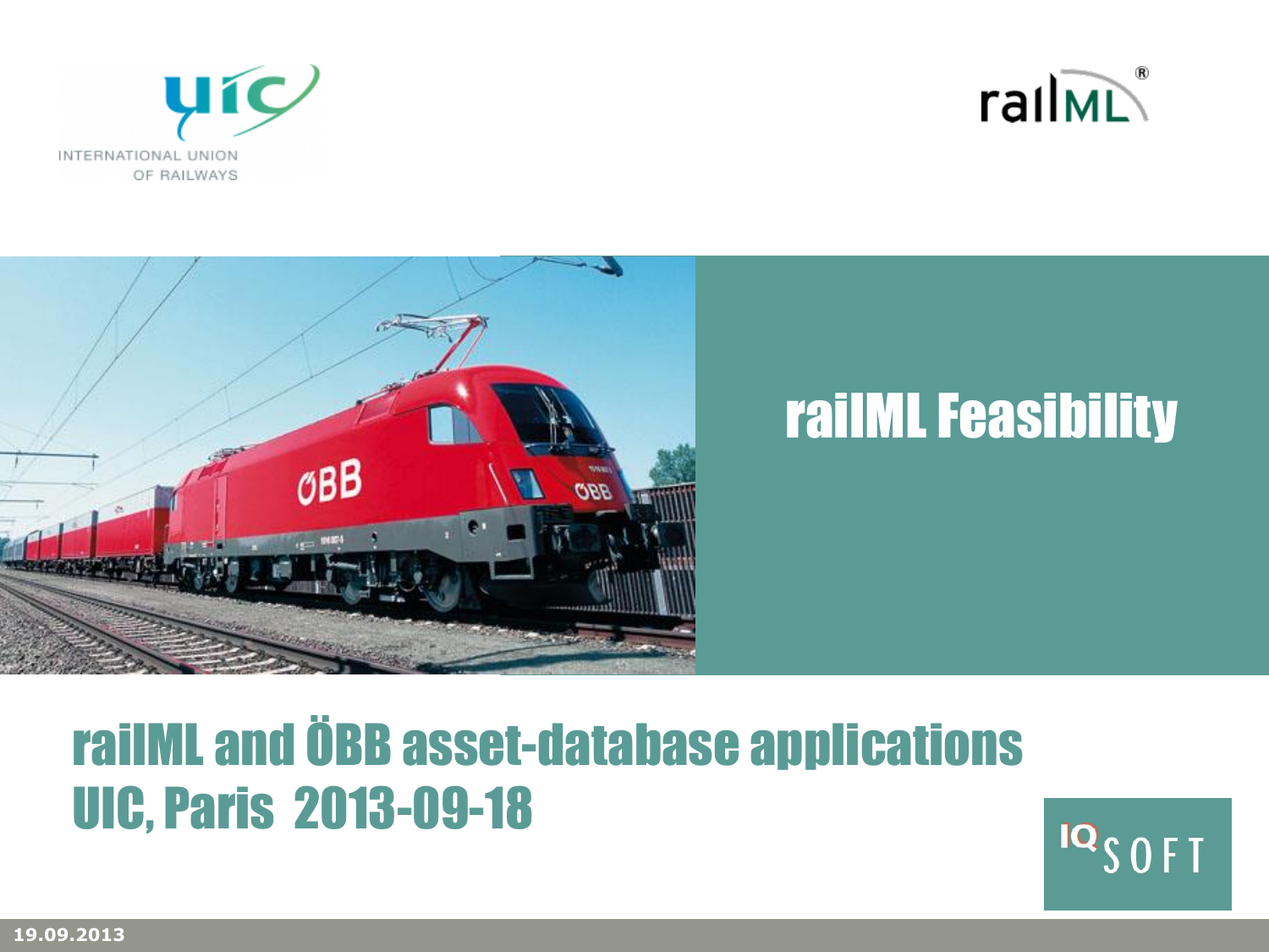# railML Feasibility

## railML and ÖBB asset-database applications
## UIC, Paris 2013-09-18

19.09.2013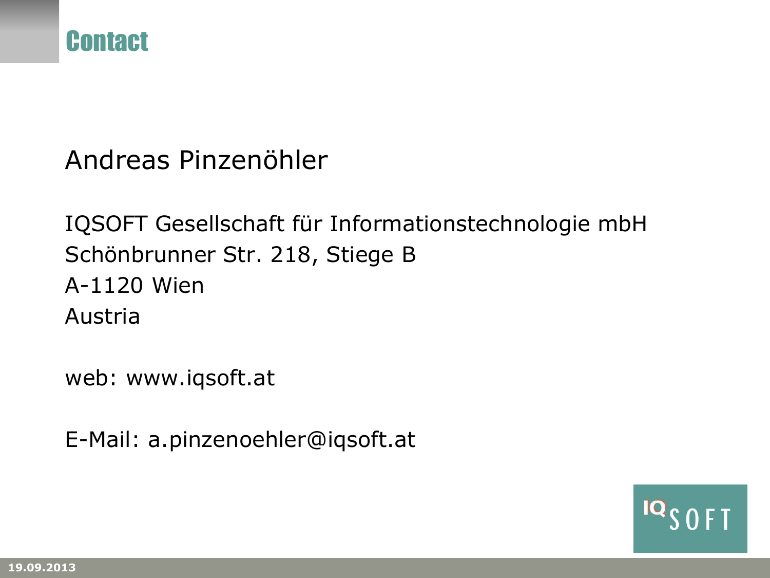# Contact

Andreas Pinzenöhler

IQSOFT Gesellschaft für Informationstechnologie mbH
Schönbrunner Str. 218, Stiege B
A-1120 Wien
Austria

web: www.iqsoft.at

E-Mail: a.pinzenoehler@iqsoft.at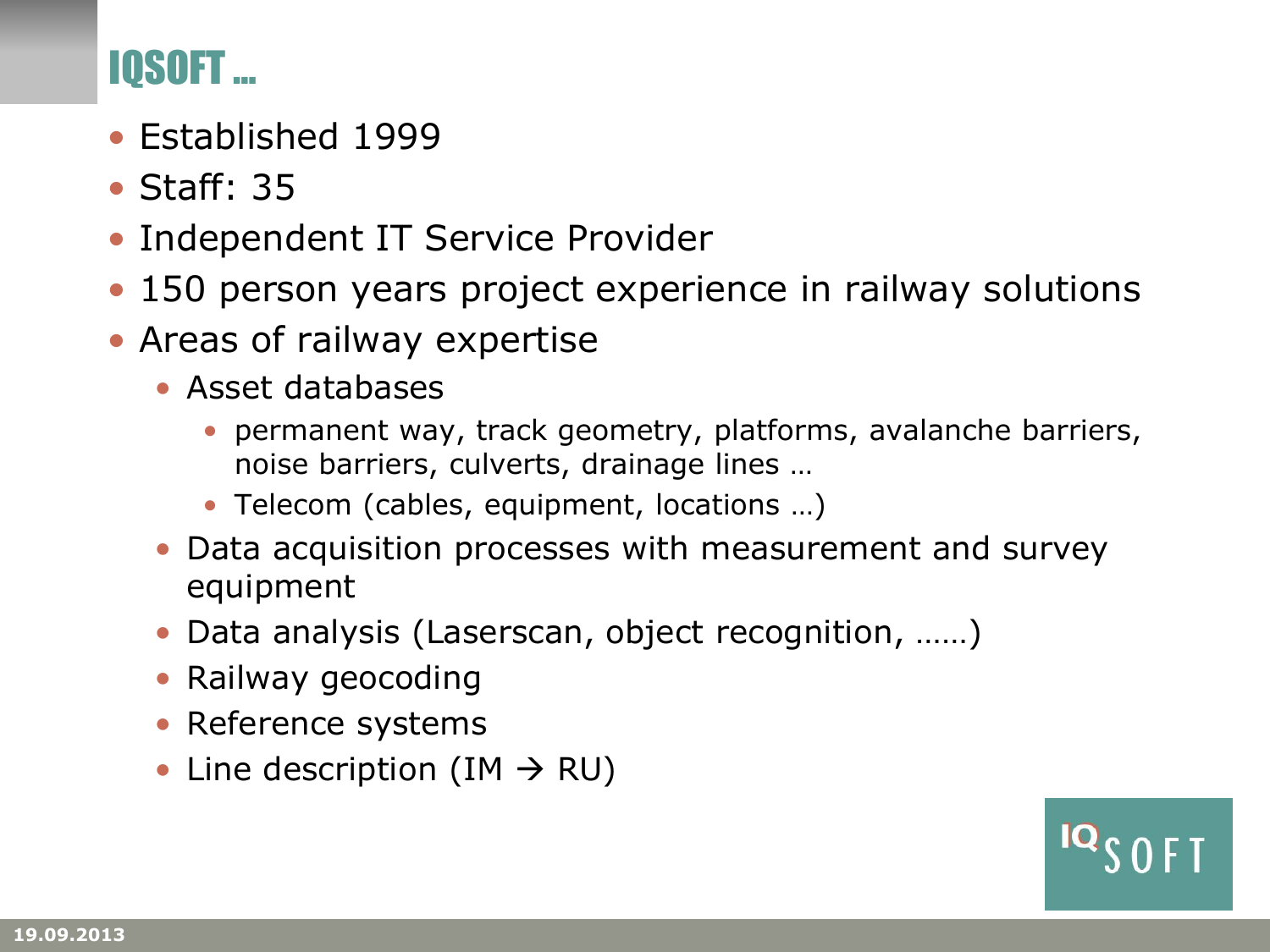# IQSOFT ...

- Established 1999
- Staff: 35
- Independent IT Service Provider
- 150 person years project experience in railway solutions
- Areas of railway expertise
  - Asset databases
    - permanent way, track geometry, platforms, avalanche barriers, noise barriers, culverts, drainage lines …
    - Telecom (cables, equipment, locations …)
  - Data acquisition processes with measurement and survey equipment
  - Data analysis (Laserscan, object recognition, ……)
  - Railway geocoding
  - Reference systems
  - Line description (IM → RU)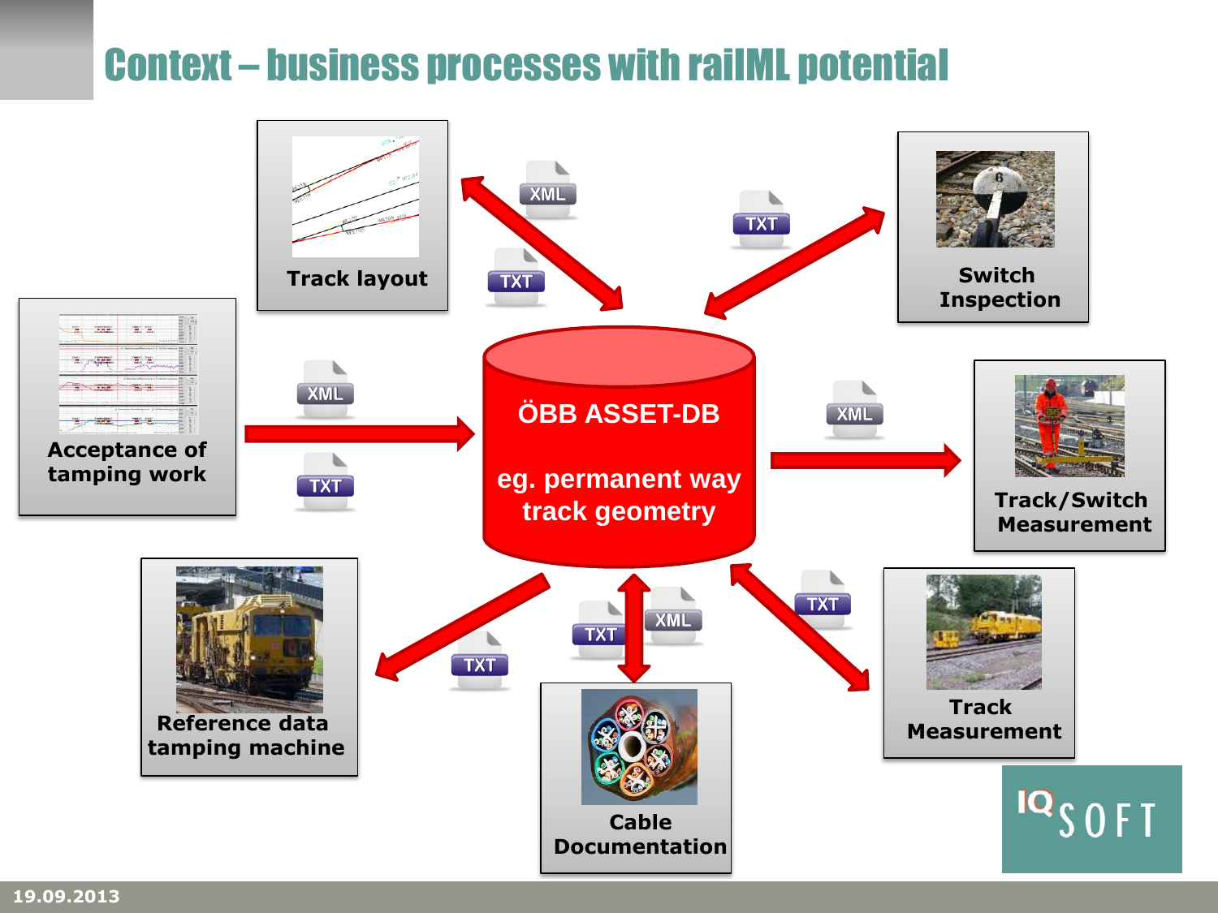# Context – business processes with railML potential

- Track layout
- Switch Inspection
- Acceptance of tamping work
- ÖBB ASSET-DB

  eg. permanent way track geometry
- Track/Switch Measurement
- Reference data tamping machine
- Cable Documentation
- Track Measurement

XML TXT

IQ SOFT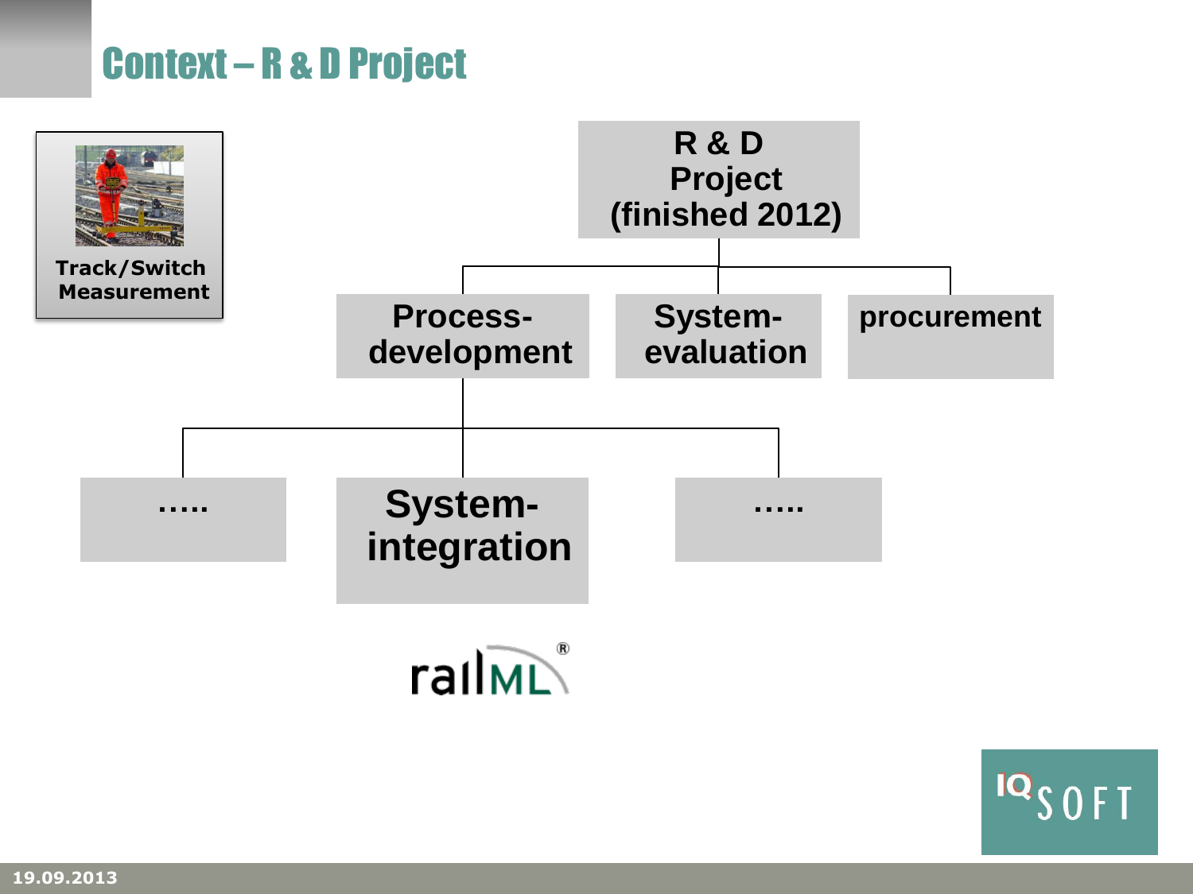# Context – R & D Project

**Track/Switch Measurement**

- **R & D Project (finished 2012)**
  - **Process-development**
    - …..
    - **System-integration**
    - …..
  - **System-evaluation**
  - **procurement**

railML®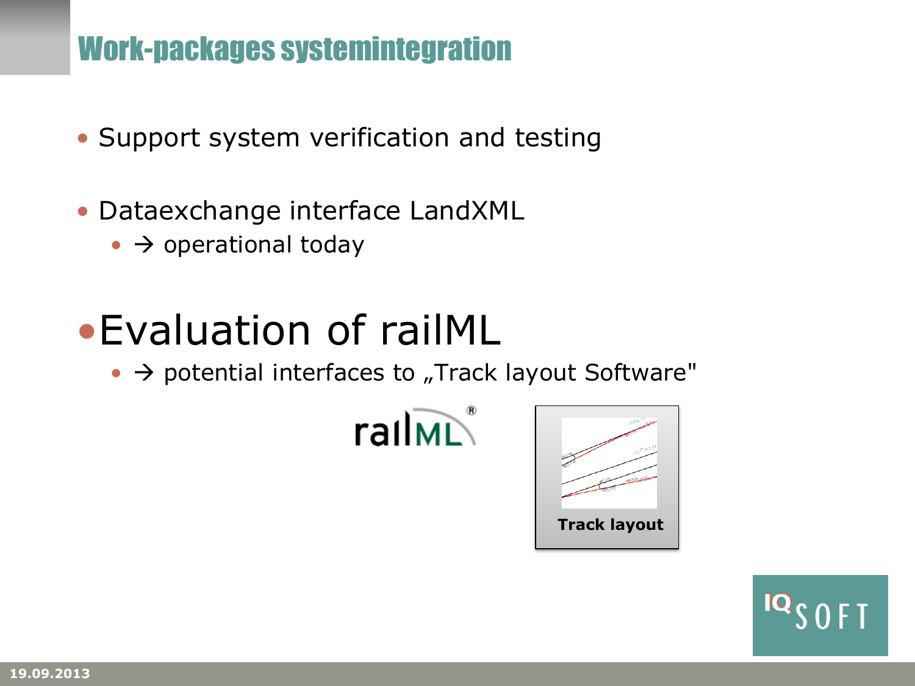# Work-packages systemintegration

- Support system verification and testing
- Dataexchange interface LandXML
  - → operational today
- **Evaluation of railML**
  - → potential interfaces to „Track layout Software"

Track layout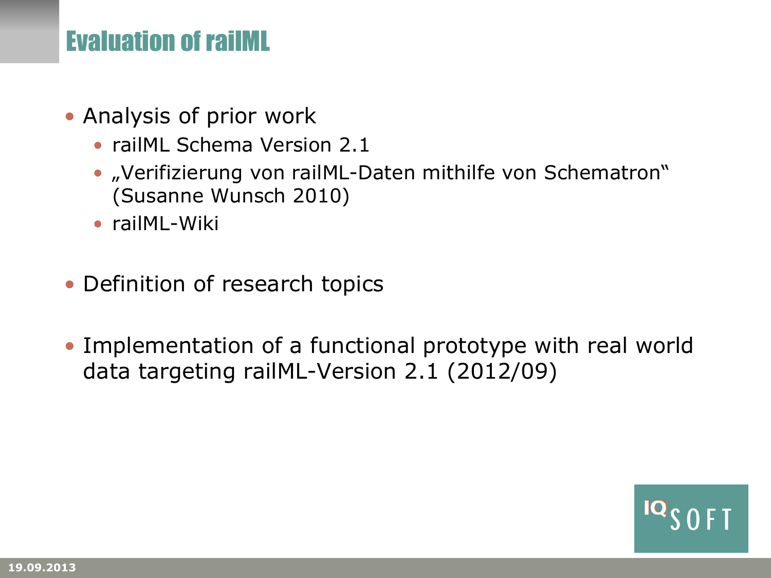# Evaluation of railML

- Analysis of prior work
  - railML Schema Version 2.1
  - „Verifizierung von railML-Daten mithilfe von Schematron" (Susanne Wunsch 2010)
  - railML-Wiki
- Definition of research topics
- Implementation of a functional prototype with real world data targeting railML-Version 2.1 (2012/09)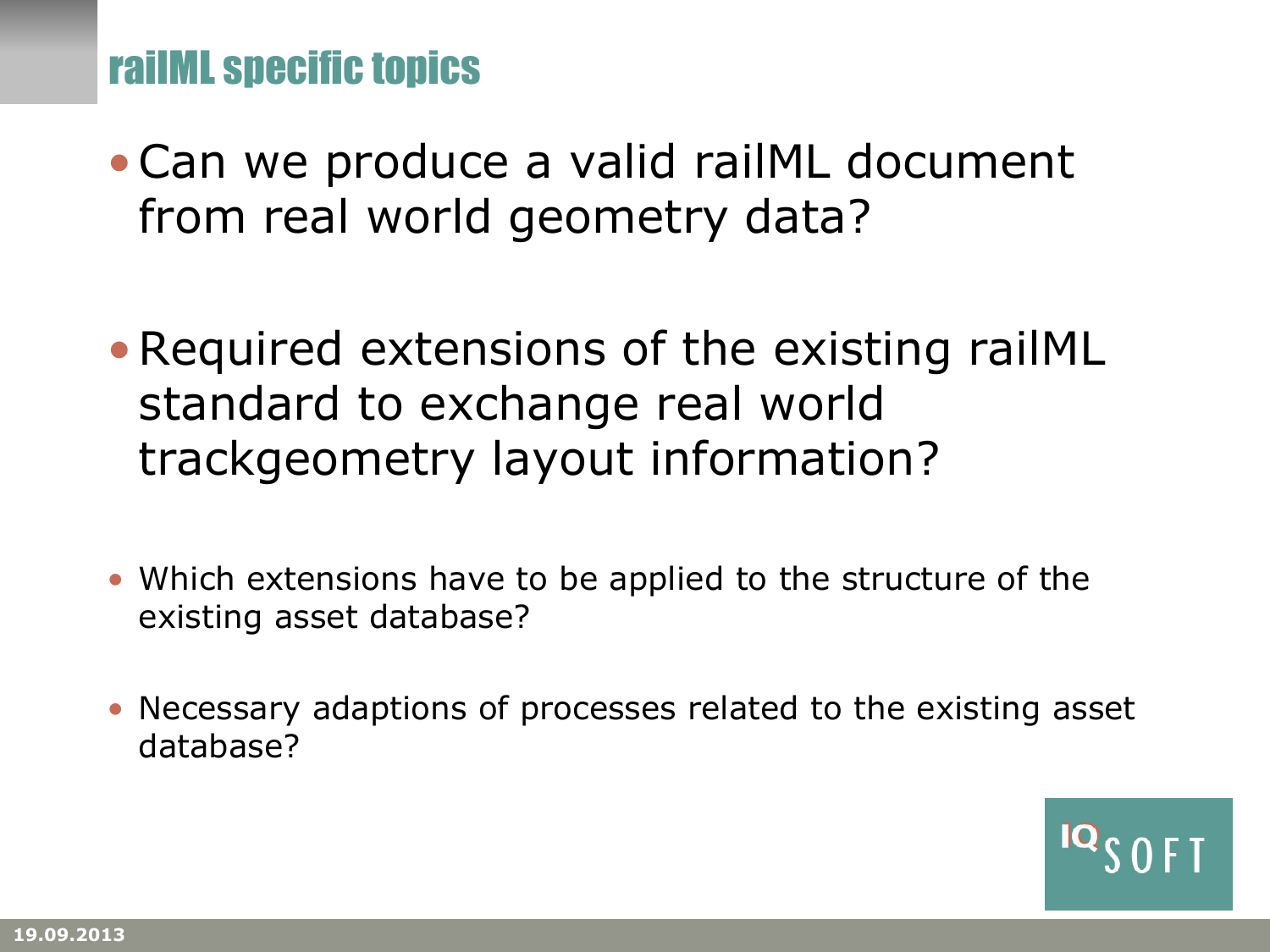# railML specific topics

- Can we produce a valid railML document from real world geometry data?

- Required extensions of the existing railML standard to exchange real world trackgeometry layout information?

- Which extensions have to be applied to the structure of the existing asset database?

- Necessary adaptions of processes related to the existing asset database?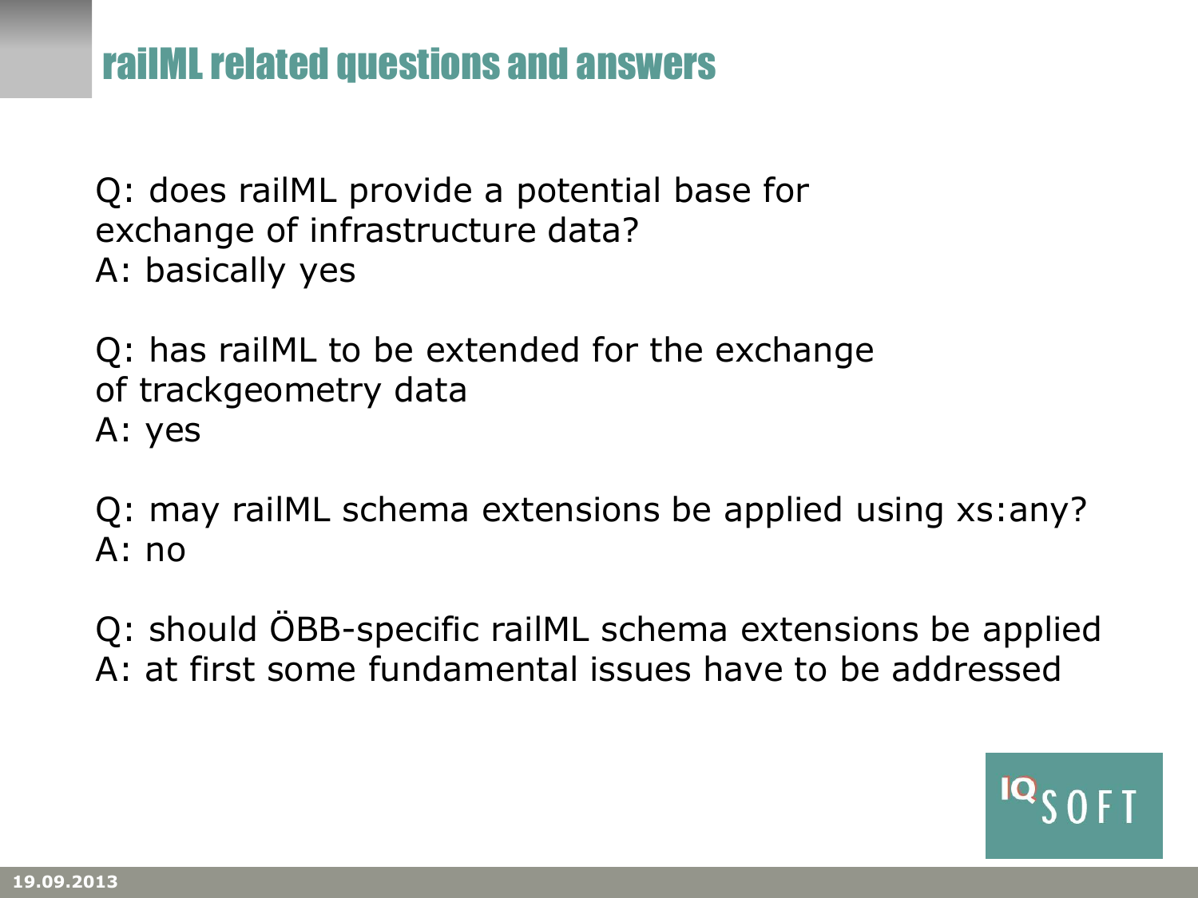# railML related questions and answers

Q: does railML provide a potential base for exchange of infrastructure data?
A: basically yes

Q: has railML to be extended for the exchange of trackgeometry data
A: yes

Q: may railML schema extensions be applied using xs:any?
A: no

Q: should ÖBB-specific railML schema extensions be applied
A: at first some fundamental issues have to be addressed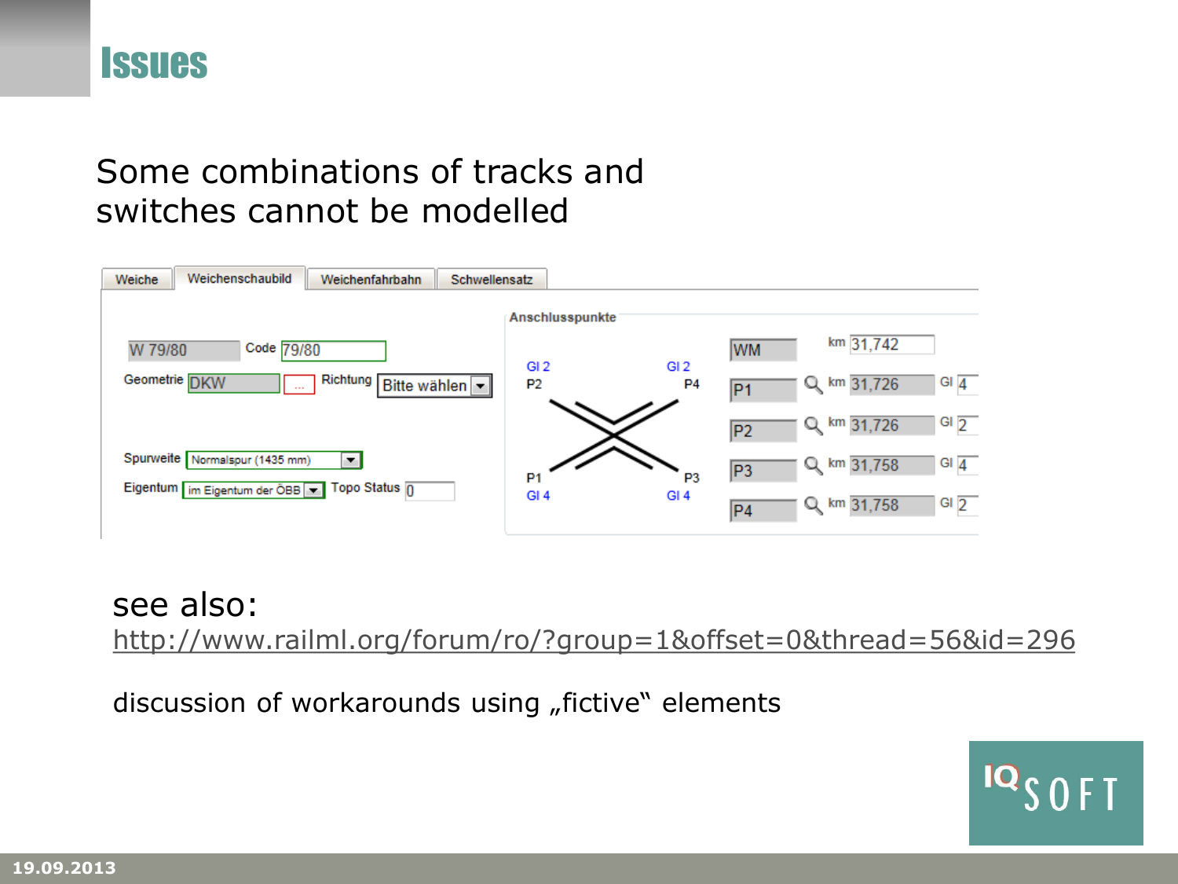# Issues

Some combinations of tracks and switches cannot be modelled

Weiche | Weichenschaubild | Weichenfahrbahn | Schwellensatz

W 79/80 Code 79/80

Geometrie DKW ... Richtung Bitte wählen

Spurweite Normalspur (1435 mm)

Eigentum im Eigentum der ÖBB Topo Status 0

**Anschlusspunkte**

| | | |
|---|---|---|
| WM | km 31,742 | |
| P1 | km 31,726 | Gl 4 |
| P2 | km 31,726 | Gl 2 |
| P3 | km 31,758 | Gl 4 |
| P4 | km 31,758 | Gl 2 |

see also:
http://www.railml.org/forum/ro/?group=1&offset=0&thread=56&id=296

discussion of workarounds using „fictive" elements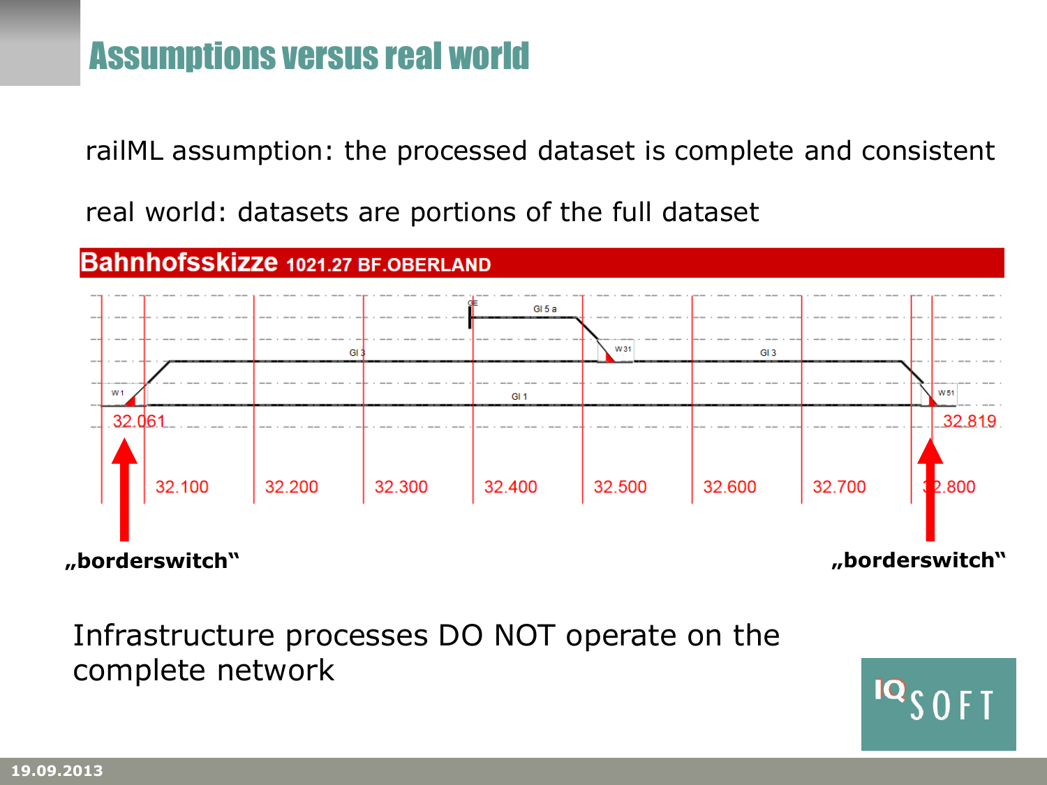# Assumptions versus real world

railML assumption: the processed dataset is complete and consistent

real world: datasets are portions of the full dataset

**Bahnhofsskizze 1021.27 BF.OBERLAND**

32.061 32.100 32.200 32.300 32.400 32.500 32.600 32.700 32.800 32.819

**„borderswitch"** **„borderswitch"**

Infrastructure processes DO NOT operate on the complete network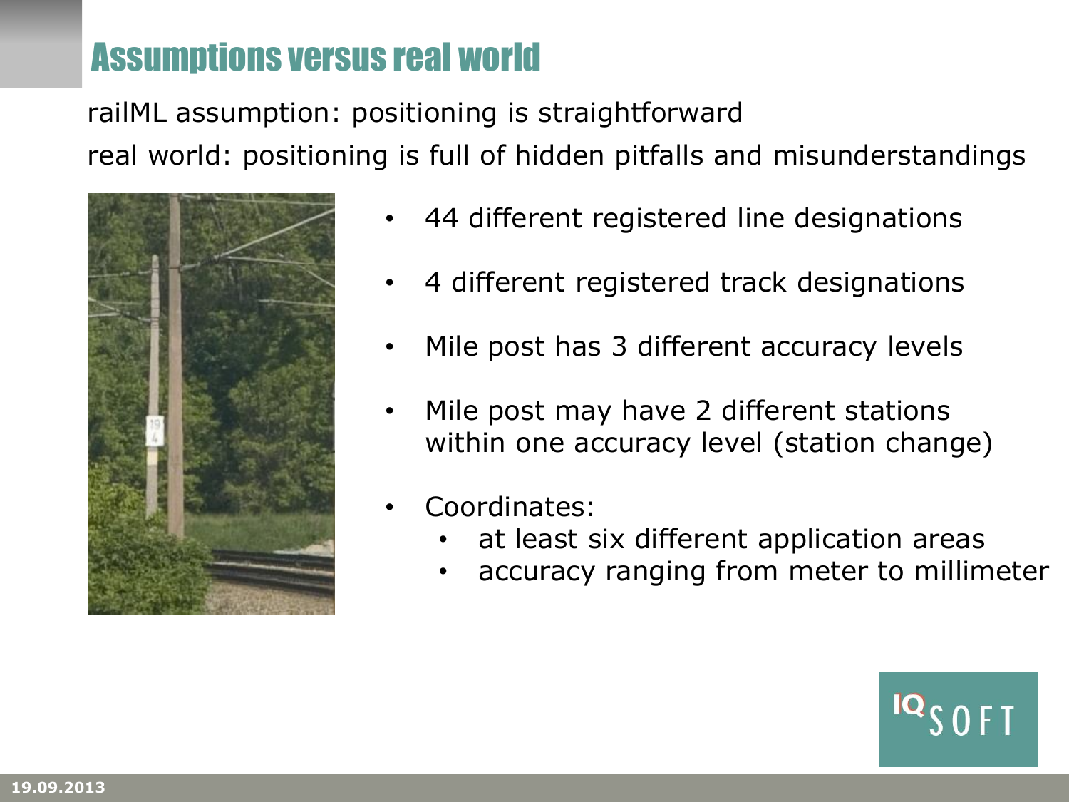# Assumptions versus real world

railML assumption: positioning is straightforward

real world: positioning is full of hidden pitfalls and misunderstandings

- 44 different registered line designations
- 4 different registered track designations
- Mile post has 3 different accuracy levels
- Mile post may have 2 different stations within one accuracy level (station change)
- Coordinates:
  - at least six different application areas
  - accuracy ranging from meter to millimeter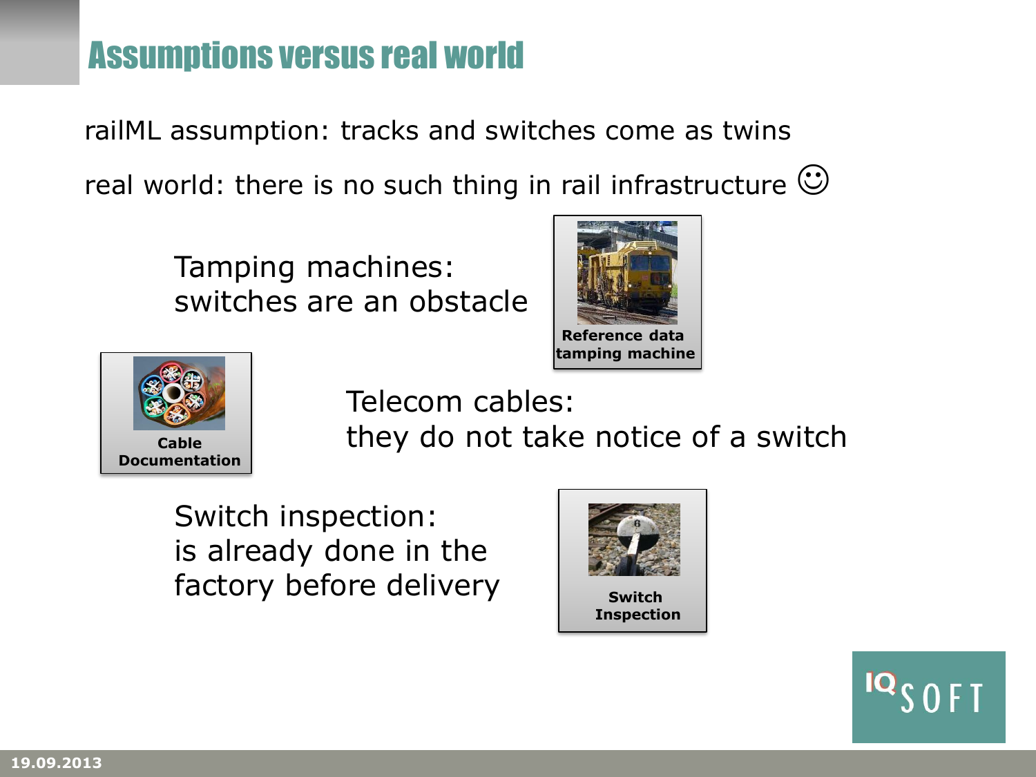# Assumptions versus real world

railML assumption: tracks and switches come as twins

real world: there is no such thing in rail infrastructure ☺

Tamping machines:
switches are an obstacle

**Reference data tamping machine**

**Cable Documentation**

Telecom cables:
they do not take notice of a switch

Switch inspection:
is already done in the factory before delivery

**Switch Inspection**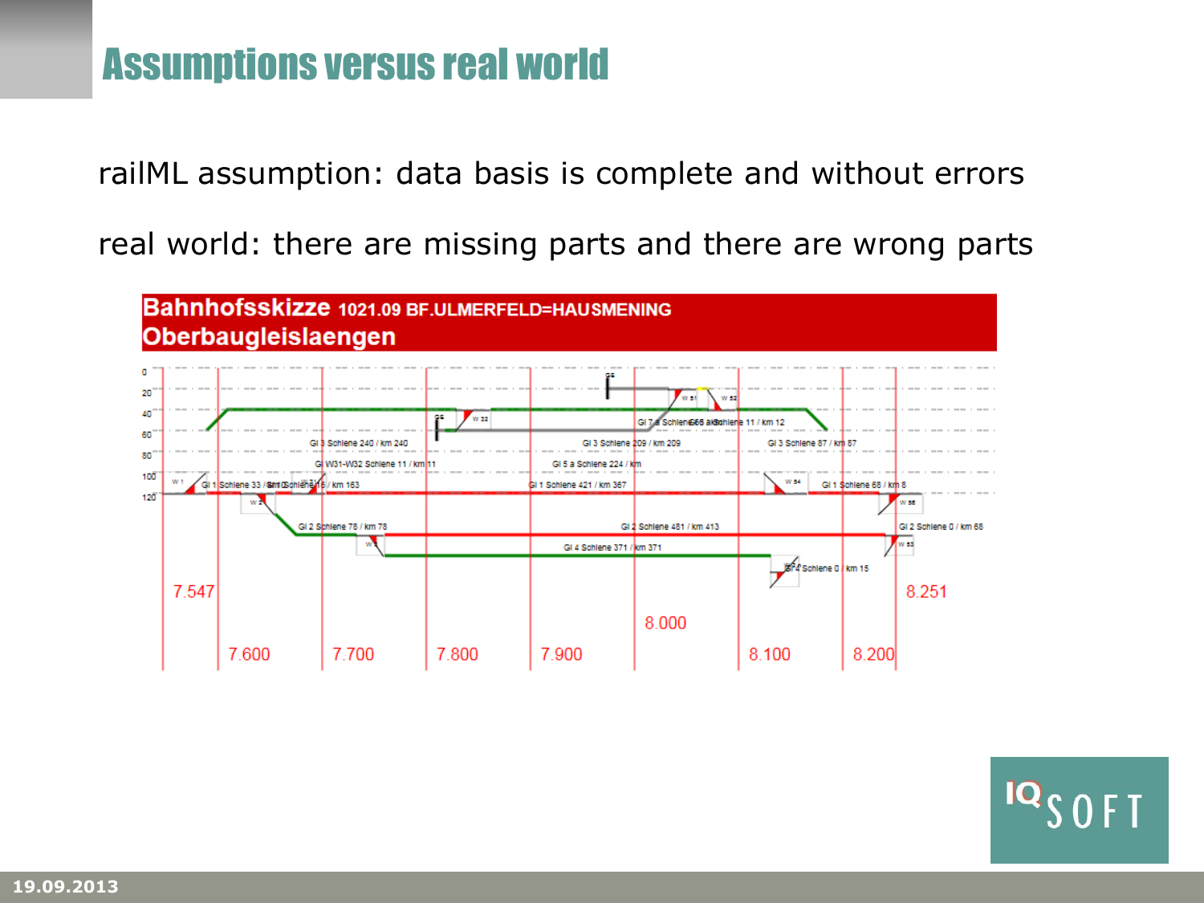# Assumptions versus real world

railML assumption: data basis is complete and without errors

real world: there are missing parts and there are wrong parts

**Bahnhofsskizze 1021.09 BF.ULMERFELD=HAUSMENING**
**Oberbaugleislaengen**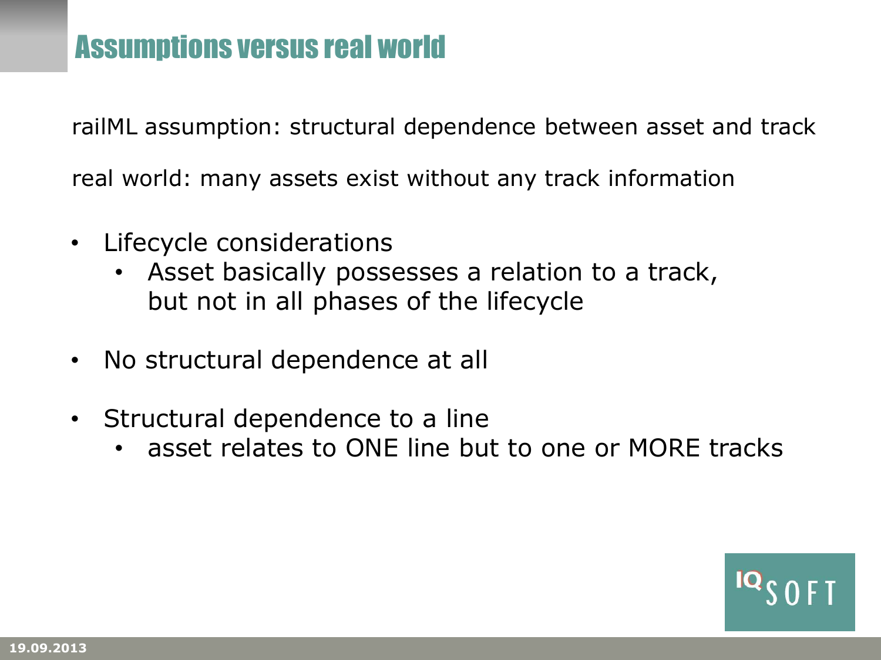# Assumptions versus real world

railML assumption: structural dependence between asset and track

real world: many assets exist without any track information

- Lifecycle considerations
  - Asset basically possesses a relation to a track, but not in all phases of the lifecycle
- No structural dependence at all
- Structural dependence to a line
  - asset relates to ONE line but to one or MORE tracks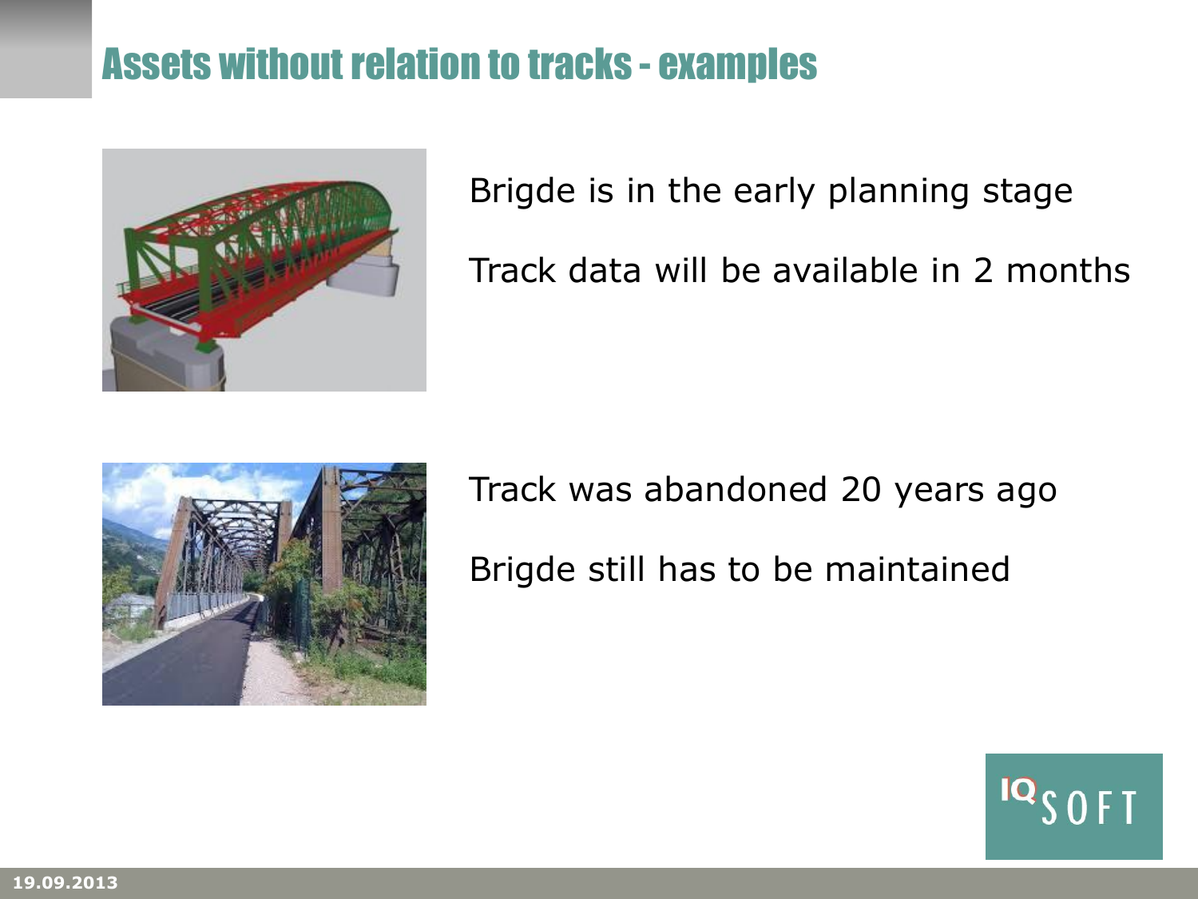# Assets without relation to tracks - examples

Brigde is in the early planning stage

Track data will be available in 2 months

Track was abandoned 20 years ago

Brigde still has to be maintained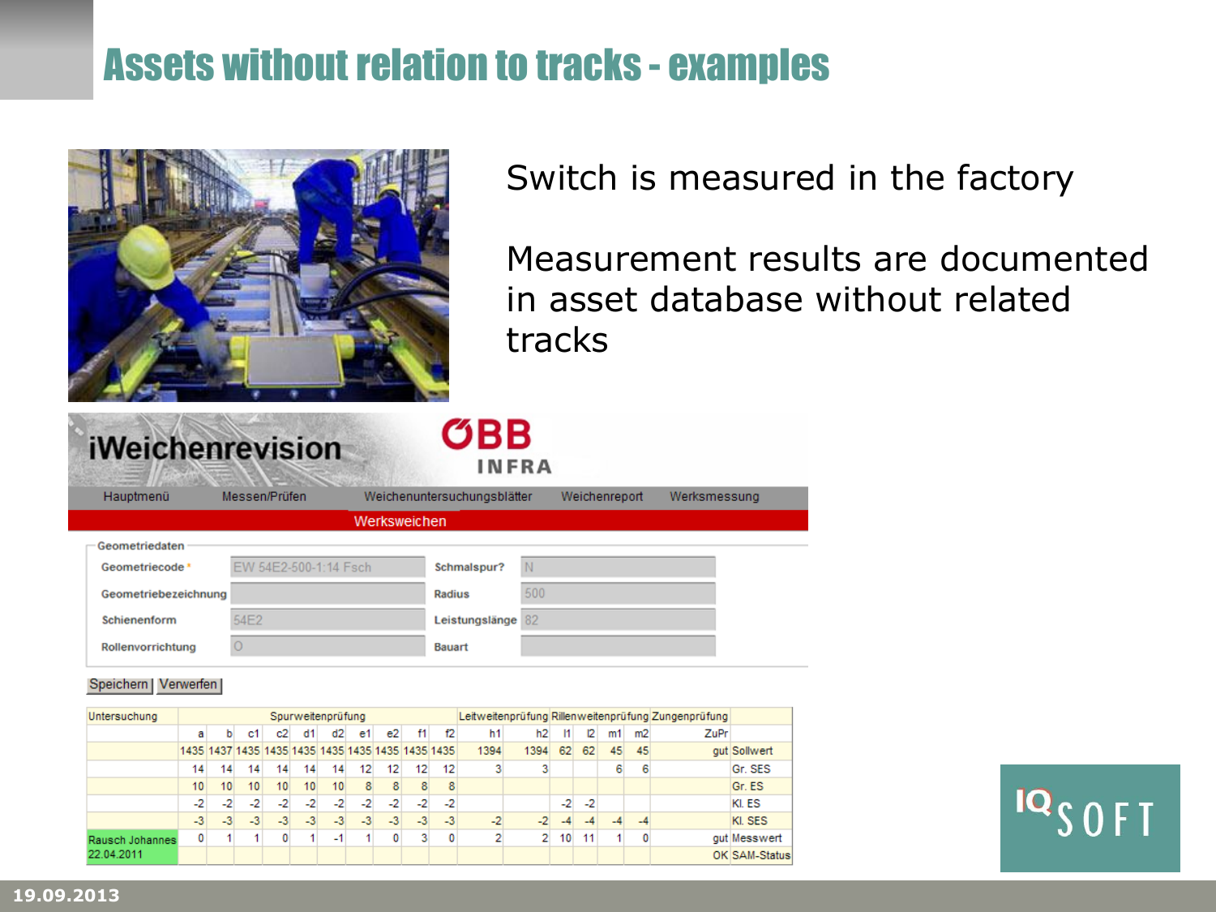# Assets without relation to tracks - examples

Switch is measured in the factory

Measurement results are documented in asset database without related tracks

**iWeichenrevision** — ÖBB INFRA

Hauptmenü | Messen/Prüfen | Weichenuntersuchungsblätter | Weichenreport | Werksmessung

Werksweichen

**Geometriedaten**

| | | | |
|---|---|---|---|
| Geometriecode * | EW 54E2-500-1:14 Fsch | Schmalspur? | N |
| Geometriebezeichnung | | Radius | 500 |
| Schienenform | 54E2 | Leistungslänge | 82 |
| Rollenvorrichtung | O | Bauart | |

Speichern | Verwerfen

| Untersuchung | Spurweitenprüfung | | | | | | | | | | Leitweitenprüfung | | Rillenweitenprüfung | | | | Zungenprüfung | |
|---|---|---|---|---|---|---|---|---|---|---|---|---|---|---|---|---|---|---|
| | a | b | c1 | c2 | d1 | d2 | e1 | e2 | f1 | f2 | h1 | h2 | l1 | l2 | m1 | m2 | ZuPr | |
| | 1435 | 1437 | 1435 | 1435 | 1435 | 1435 | 1435 | 1435 | 1435 | 1435 | 1394 | 1394 | 62 | 62 | 45 | 45 | gut | Sollwert |
| | 14 | 14 | 14 | 14 | 14 | 14 | 12 | 12 | 12 | 12 | 3 | 3 | | | 6 | 6 | | Gr. SES |
| | 10 | 10 | 10 | 10 | 10 | 10 | 8 | 8 | 8 | 8 | | | | | | | | Gr. ES |
| | -2 | -2 | -2 | -2 | -2 | -2 | -2 | -2 | -2 | -2 | | | -2 | -2 | | | | Kl. ES |
| | -3 | -3 | -3 | -3 | -3 | -3 | -3 | -3 | -3 | -3 | -2 | -2 | -4 | -4 | -4 | -4 | | Kl. SES |
| Rausch Johannes | 0 | 1 | 1 | 0 | 1 | -1 | 1 | 0 | 3 | 0 | 2 | 2 | 10 | 11 | 1 | 0 | gut | Messwert |
| 22.04.2011 | | | | | | | | | | | | | | | | | OK | SAM-Status |

IQ SOFT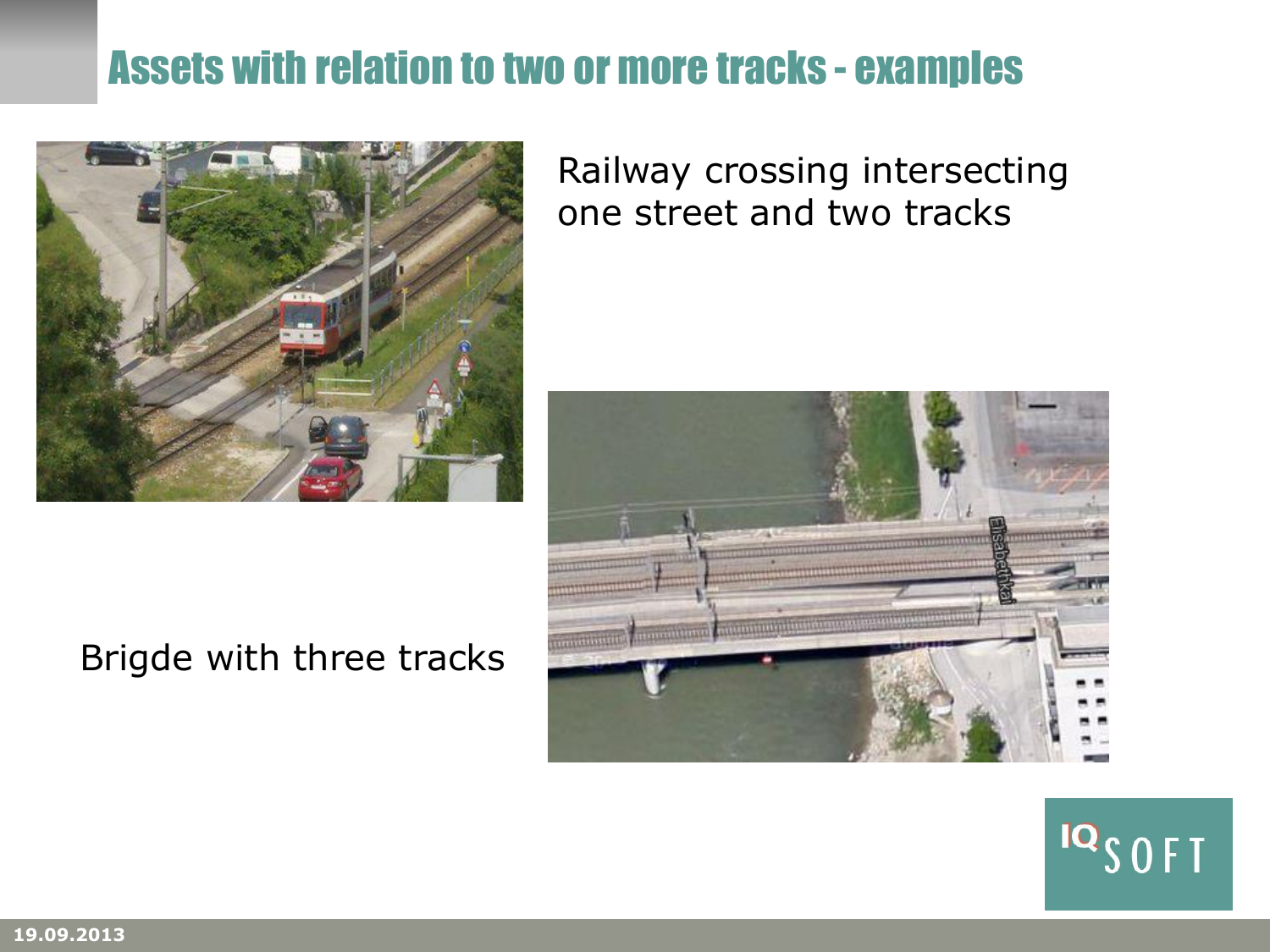# Assets with relation to two or more tracks - examples

Railway crossing intersecting one street and two tracks

Brigde with three tracks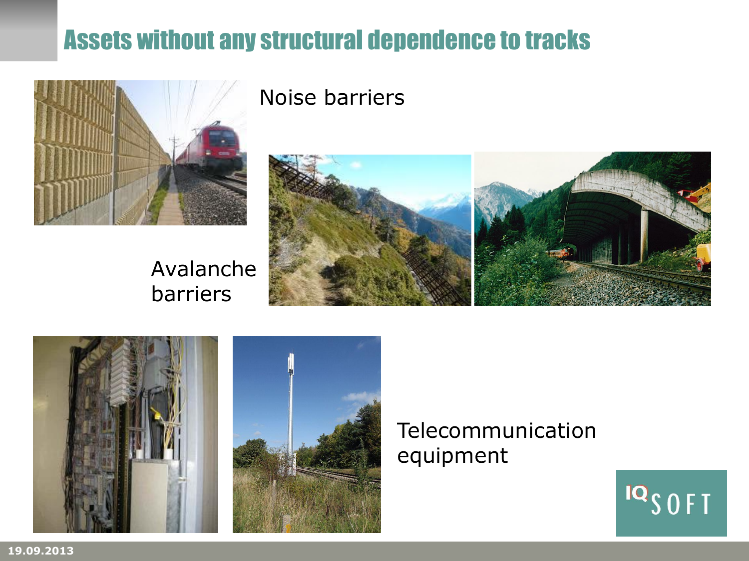# Assets without any structural dependence to tracks

Noise barriers

Avalanche barriers

Telecommunication equipment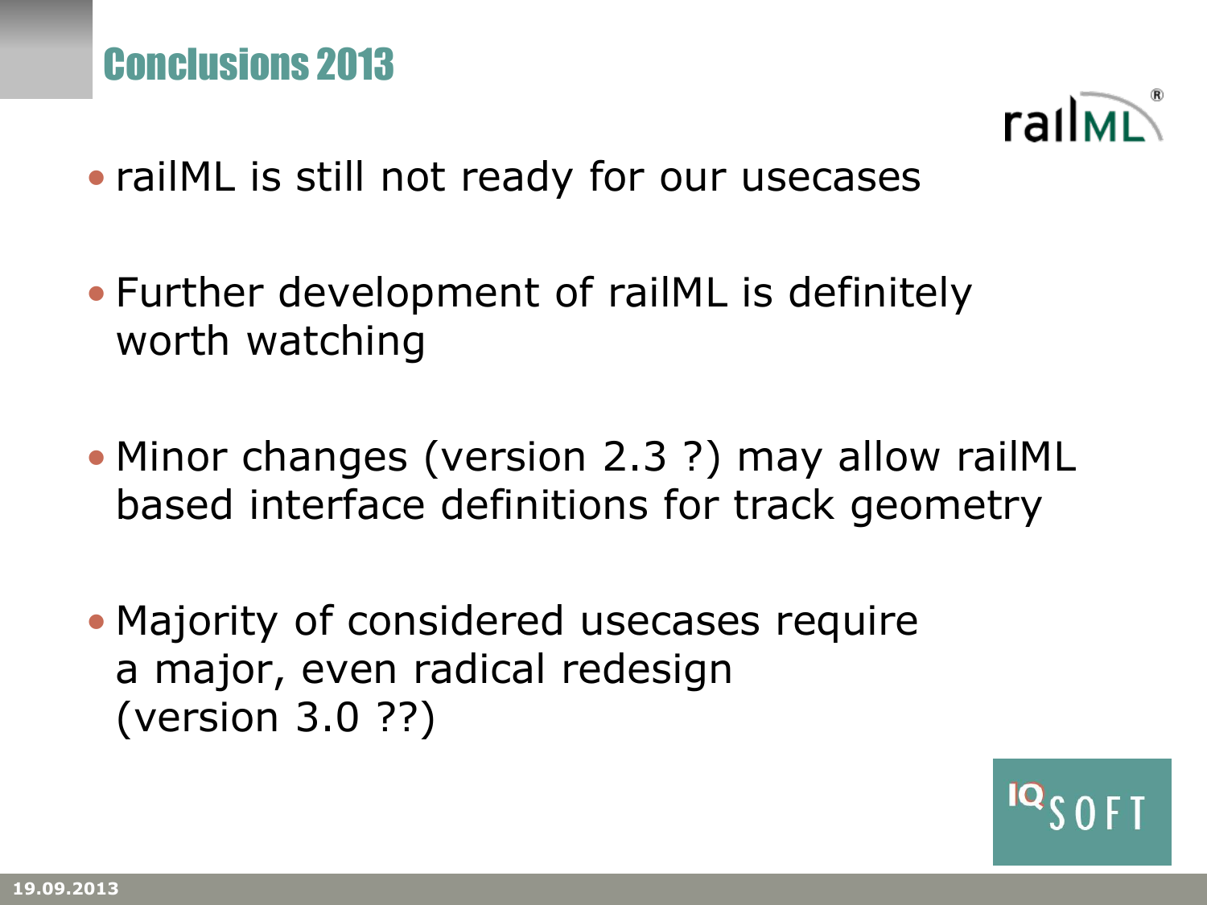# Conclusions 2013

- railML is still not ready for our usecases
- Further development of railML is definitely worth watching
- Minor changes (version 2.3 ?) may allow railML based interface definitions for track geometry
- Majority of considered usecases require a major, even radical redesign (version 3.0 ??)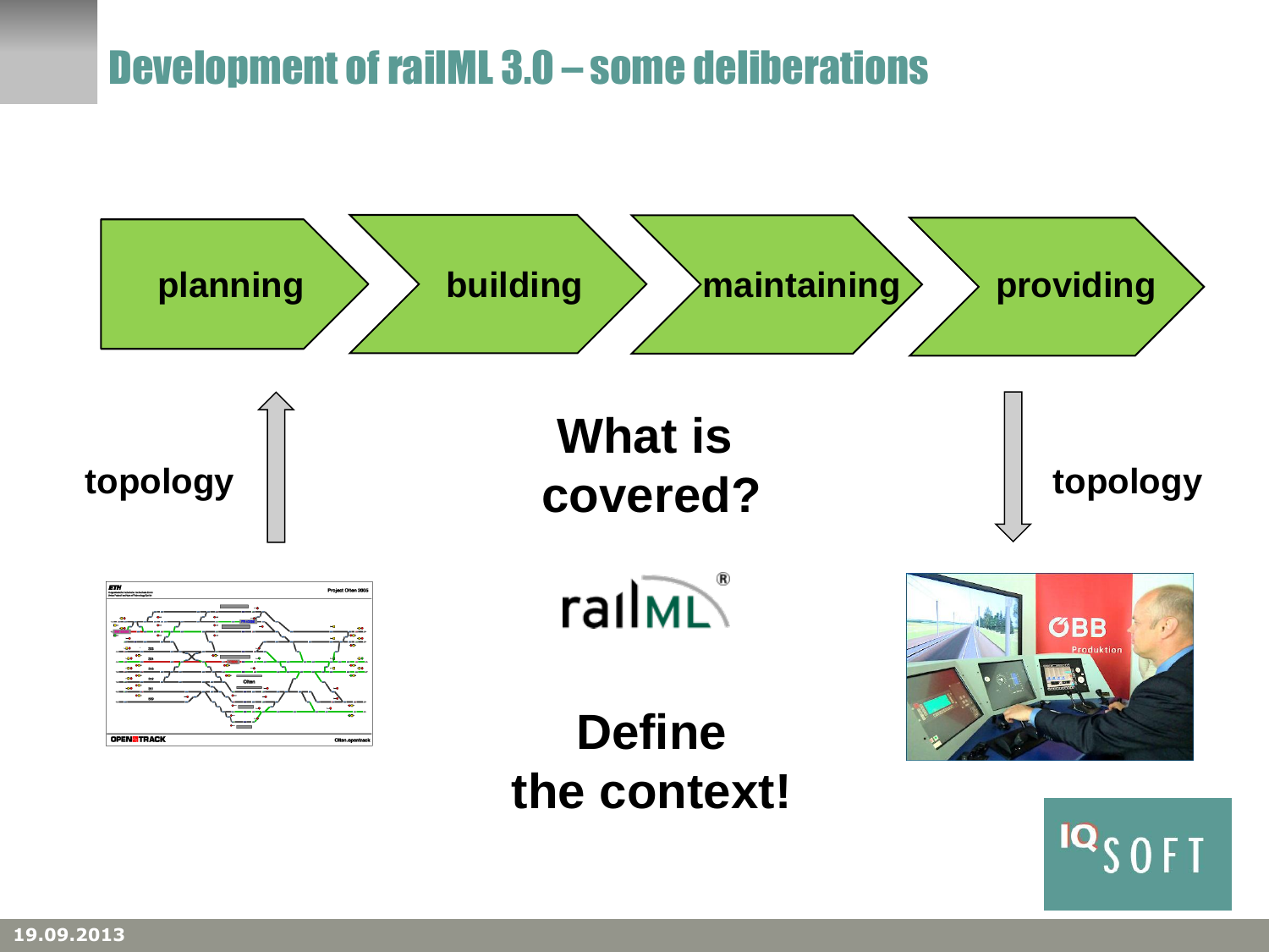# Development of railML 3.0 – some deliberations

**planning** → **building** → **maintaining** → **providing**

**topology**

**What is covered?**

**topology**

**Define the context!**